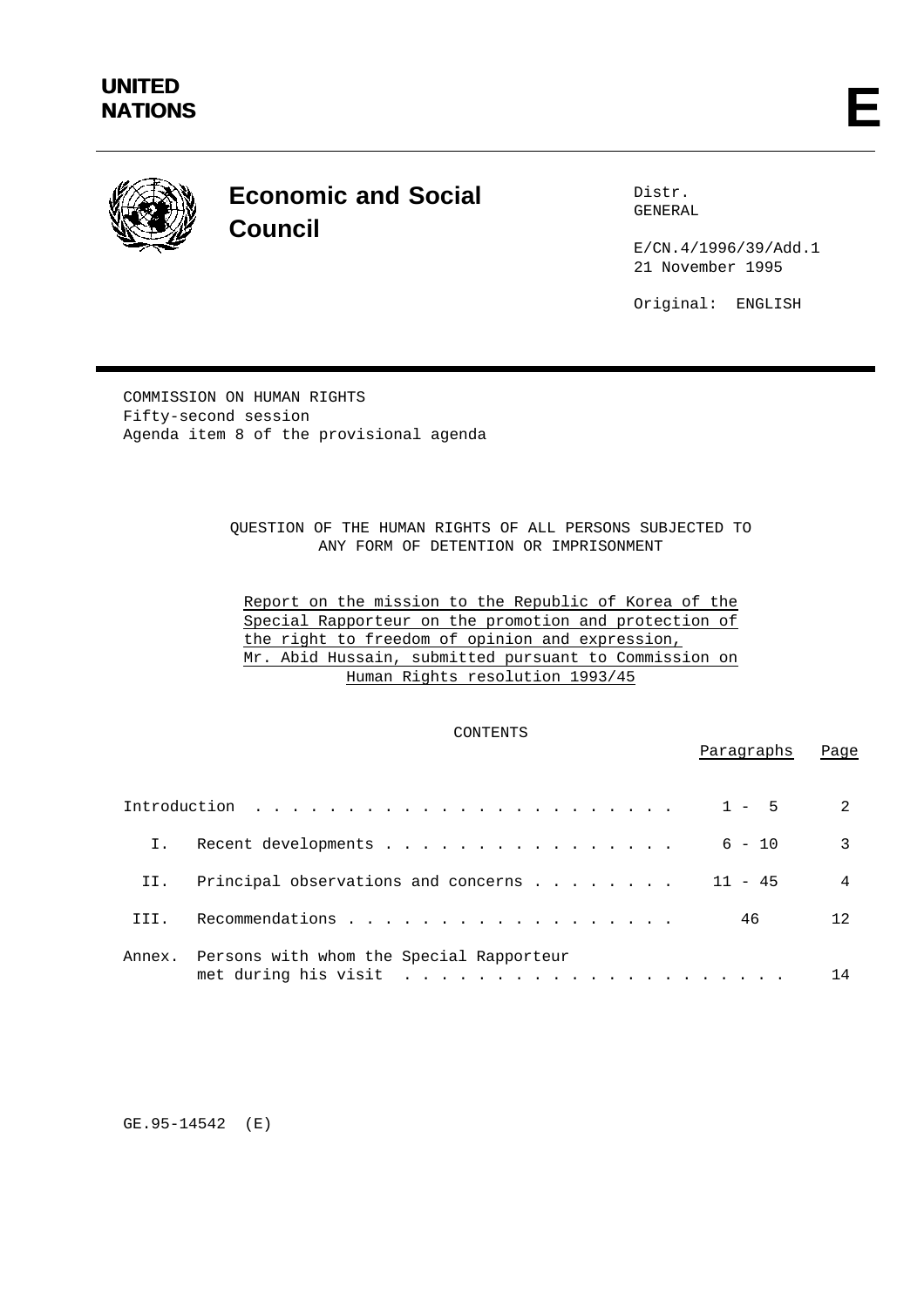**UNITED NATIONS**

**E**

# Economic and Social Council

Distr.
GENERAL

E/CN.4/1996/39/Add.1
21 November 1995

Original: ENGLISH

COMMISSION ON HUMAN RIGHTS
Fifty-second session
Agenda item 8 of the provisional agenda

QUESTION OF THE HUMAN RIGHTS OF ALL PERSONS SUBJECTED TO ANY FORM OF DETENTION OR IMPRISONMENT

Report on the mission to the Republic of Korea of the Special Rapporteur on the promotion and protection of the right to freedom of opinion and expression, Mr. Abid Hussain, submitted pursuant to Commission on Human Rights resolution 1993/45

CONTENTS

| | | Paragraphs | Page |
|---|---|---|---|
| | Introduction | 1 - 5 | 2 |
| I. | Recent developments | 6 - 10 | 3 |
| II. | Principal observations and concerns | 11 - 45 | 4 |
| III. | Recommendations | 46 | 12 |
| Annex. | Persons with whom the Special Rapporteur met during his visit | | 14 |

GE.95-14542 (E)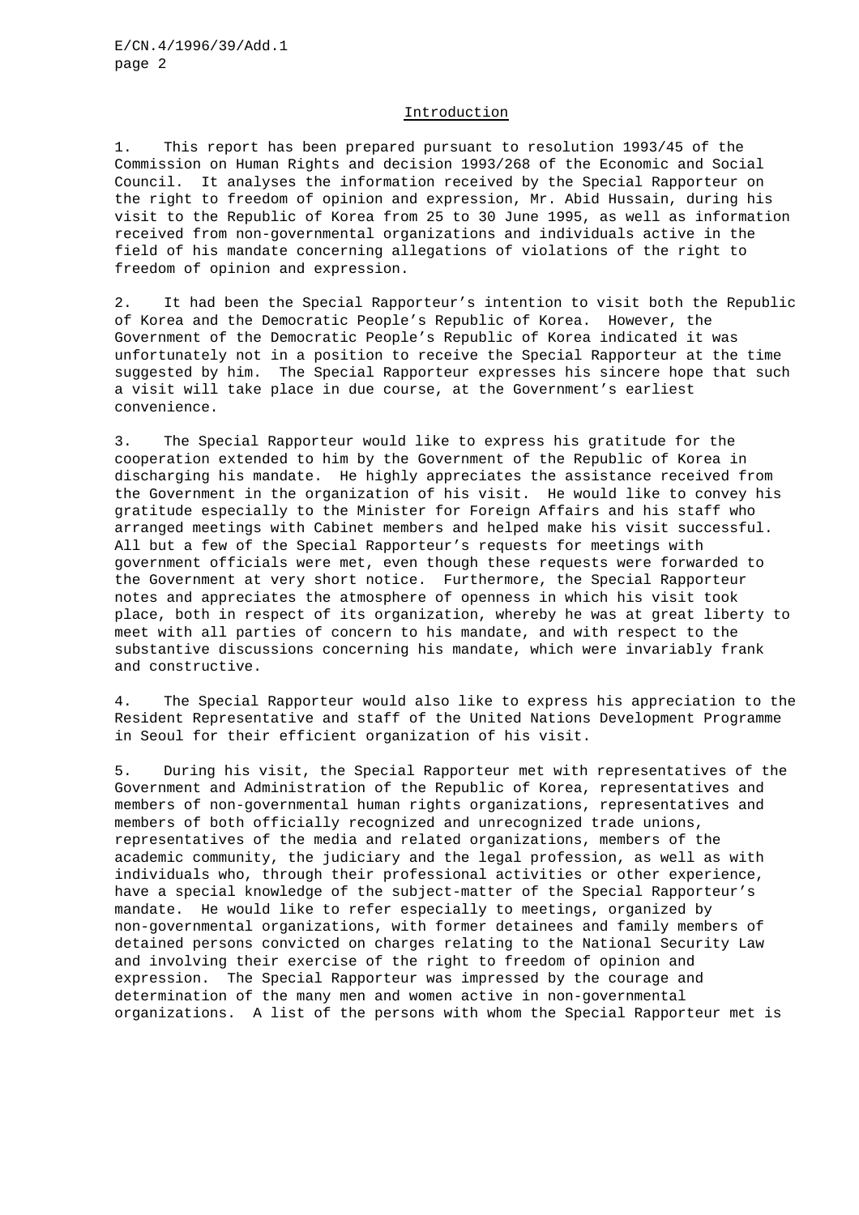## Introduction

1. This report has been prepared pursuant to resolution 1993/45 of the Commission on Human Rights and decision 1993/268 of the Economic and Social Council. It analyses the information received by the Special Rapporteur on the right to freedom of opinion and expression, Mr. Abid Hussain, during his visit to the Republic of Korea from 25 to 30 June 1995, as well as information received from non-governmental organizations and individuals active in the field of his mandate concerning allegations of violations of the right to freedom of opinion and expression.

2. It had been the Special Rapporteur's intention to visit both the Republic of Korea and the Democratic People's Republic of Korea. However, the Government of the Democratic People's Republic of Korea indicated it was unfortunately not in a position to receive the Special Rapporteur at the time suggested by him. The Special Rapporteur expresses his sincere hope that such a visit will take place in due course, at the Government's earliest convenience.

3. The Special Rapporteur would like to express his gratitude for the cooperation extended to him by the Government of the Republic of Korea in discharging his mandate. He highly appreciates the assistance received from the Government in the organization of his visit. He would like to convey his gratitude especially to the Minister for Foreign Affairs and his staff who arranged meetings with Cabinet members and helped make his visit successful. All but a few of the Special Rapporteur's requests for meetings with government officials were met, even though these requests were forwarded to the Government at very short notice. Furthermore, the Special Rapporteur notes and appreciates the atmosphere of openness in which his visit took place, both in respect of its organization, whereby he was at great liberty to meet with all parties of concern to his mandate, and with respect to the substantive discussions concerning his mandate, which were invariably frank and constructive.

4. The Special Rapporteur would also like to express his appreciation to the Resident Representative and staff of the United Nations Development Programme in Seoul for their efficient organization of his visit.

5. During his visit, the Special Rapporteur met with representatives of the Government and Administration of the Republic of Korea, representatives and members of non-governmental human rights organizations, representatives and members of both officially recognized and unrecognized trade unions, representatives of the media and related organizations, members of the academic community, the judiciary and the legal profession, as well as with individuals who, through their professional activities or other experience, have a special knowledge of the subject-matter of the Special Rapporteur's mandate. He would like to refer especially to meetings, organized by non-governmental organizations, with former detainees and family members of detained persons convicted on charges relating to the National Security Law and involving their exercise of the right to freedom of opinion and expression. The Special Rapporteur was impressed by the courage and determination of the many men and women active in non-governmental organizations. A list of the persons with whom the Special Rapporteur met is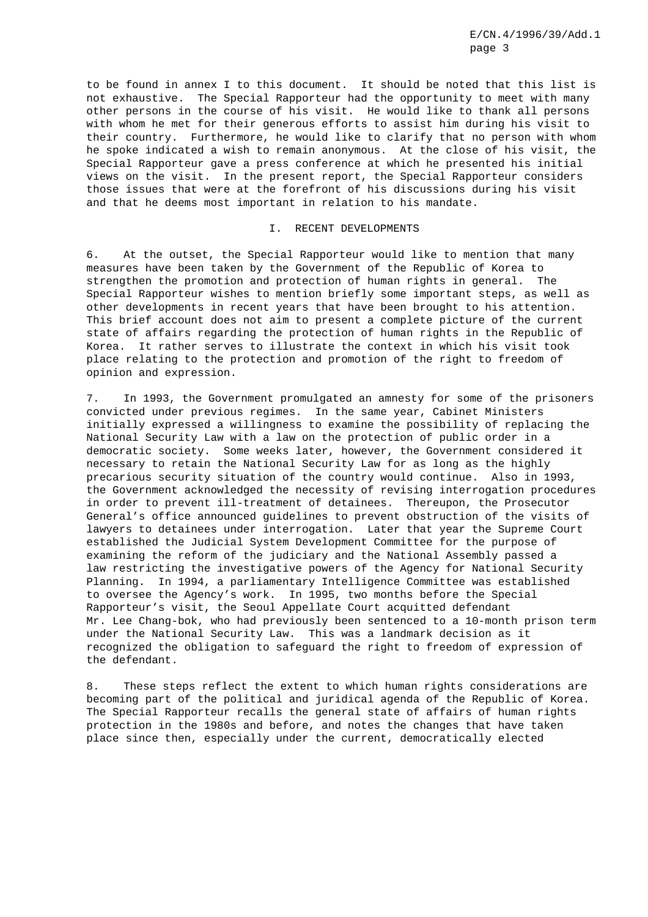to be found in annex I to this document. It should be noted that this list is not exhaustive. The Special Rapporteur had the opportunity to meet with many other persons in the course of his visit. He would like to thank all persons with whom he met for their generous efforts to assist him during his visit to their country. Furthermore, he would like to clarify that no person with whom he spoke indicated a wish to remain anonymous. At the close of his visit, the Special Rapporteur gave a press conference at which he presented his initial views on the visit. In the present report, the Special Rapporteur considers those issues that were at the forefront of his discussions during his visit and that he deems most important in relation to his mandate.

## I. RECENT DEVELOPMENTS

6. At the outset, the Special Rapporteur would like to mention that many measures have been taken by the Government of the Republic of Korea to strengthen the promotion and protection of human rights in general. The Special Rapporteur wishes to mention briefly some important steps, as well as other developments in recent years that have been brought to his attention. This brief account does not aim to present a complete picture of the current state of affairs regarding the protection of human rights in the Republic of Korea. It rather serves to illustrate the context in which his visit took place relating to the protection and promotion of the right to freedom of opinion and expression.

7. In 1993, the Government promulgated an amnesty for some of the prisoners convicted under previous regimes. In the same year, Cabinet Ministers initially expressed a willingness to examine the possibility of replacing the National Security Law with a law on the protection of public order in a democratic society. Some weeks later, however, the Government considered it necessary to retain the National Security Law for as long as the highly precarious security situation of the country would continue. Also in 1993, the Government acknowledged the necessity of revising interrogation procedures in order to prevent ill-treatment of detainees. Thereupon, the Prosecutor General's office announced guidelines to prevent obstruction of the visits of lawyers to detainees under interrogation. Later that year the Supreme Court established the Judicial System Development Committee for the purpose of examining the reform of the judiciary and the National Assembly passed a law restricting the investigative powers of the Agency for National Security Planning. In 1994, a parliamentary Intelligence Committee was established to oversee the Agency's work. In 1995, two months before the Special Rapporteur's visit, the Seoul Appellate Court acquitted defendant Mr. Lee Chang-bok, who had previously been sentenced to a 10-month prison term under the National Security Law. This was a landmark decision as it recognized the obligation to safeguard the right to freedom of expression of the defendant.

8. These steps reflect the extent to which human rights considerations are becoming part of the political and juridical agenda of the Republic of Korea. The Special Rapporteur recalls the general state of affairs of human rights protection in the 1980s and before, and notes the changes that have taken place since then, especially under the current, democratically elected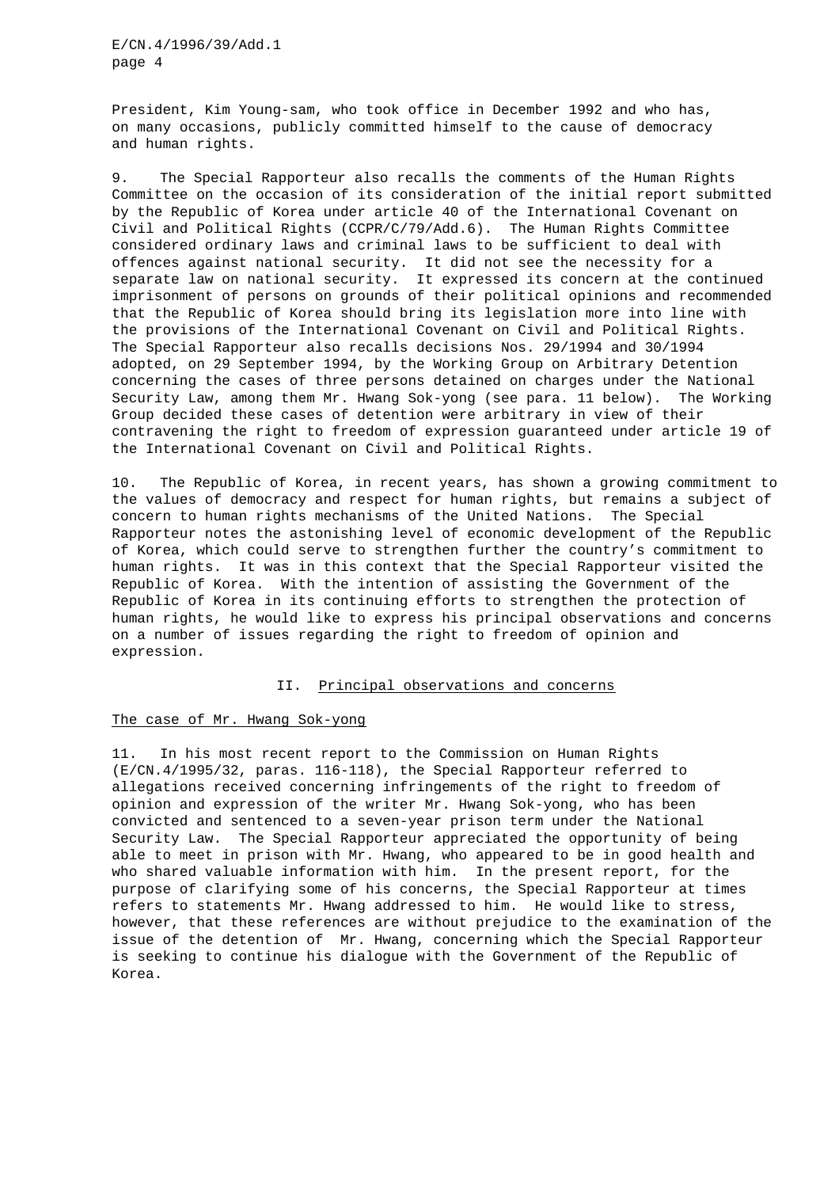President, Kim Young-sam, who took office in December 1992 and who has, on many occasions, publicly committed himself to the cause of democracy and human rights.

9. The Special Rapporteur also recalls the comments of the Human Rights Committee on the occasion of its consideration of the initial report submitted by the Republic of Korea under article 40 of the International Covenant on Civil and Political Rights (CCPR/C/79/Add.6). The Human Rights Committee considered ordinary laws and criminal laws to be sufficient to deal with offences against national security. It did not see the necessity for a separate law on national security. It expressed its concern at the continued imprisonment of persons on grounds of their political opinions and recommended that the Republic of Korea should bring its legislation more into line with the provisions of the International Covenant on Civil and Political Rights. The Special Rapporteur also recalls decisions Nos. 29/1994 and 30/1994 adopted, on 29 September 1994, by the Working Group on Arbitrary Detention concerning the cases of three persons detained on charges under the National Security Law, among them Mr. Hwang Sok-yong (see para. 11 below). The Working Group decided these cases of detention were arbitrary in view of their contravening the right to freedom of expression guaranteed under article 19 of the International Covenant on Civil and Political Rights.

10. The Republic of Korea, in recent years, has shown a growing commitment to the values of democracy and respect for human rights, but remains a subject of concern to human rights mechanisms of the United Nations. The Special Rapporteur notes the astonishing level of economic development of the Republic of Korea, which could serve to strengthen further the country's commitment to human rights. It was in this context that the Special Rapporteur visited the Republic of Korea. With the intention of assisting the Government of the Republic of Korea in its continuing efforts to strengthen the protection of human rights, he would like to express his principal observations and concerns on a number of issues regarding the right to freedom of opinion and expression.

## II. Principal observations and concerns

### The case of Mr. Hwang Sok-yong

11. In his most recent report to the Commission on Human Rights (E/CN.4/1995/32, paras. 116-118), the Special Rapporteur referred to allegations received concerning infringements of the right to freedom of opinion and expression of the writer Mr. Hwang Sok-yong, who has been convicted and sentenced to a seven-year prison term under the National Security Law. The Special Rapporteur appreciated the opportunity of being able to meet in prison with Mr. Hwang, who appeared to be in good health and who shared valuable information with him. In the present report, for the purpose of clarifying some of his concerns, the Special Rapporteur at times refers to statements Mr. Hwang addressed to him. He would like to stress, however, that these references are without prejudice to the examination of the issue of the detention of Mr. Hwang, concerning which the Special Rapporteur is seeking to continue his dialogue with the Government of the Republic of Korea.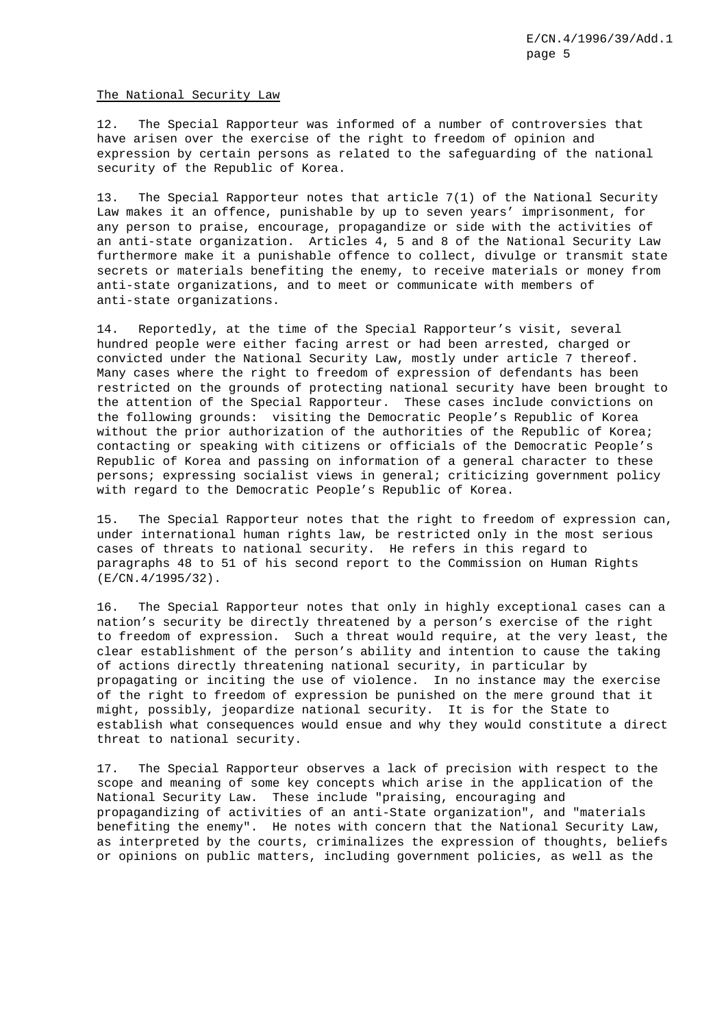## The National Security Law

12. The Special Rapporteur was informed of a number of controversies that have arisen over the exercise of the right to freedom of opinion and expression by certain persons as related to the safeguarding of the national security of the Republic of Korea.

13. The Special Rapporteur notes that article 7(1) of the National Security Law makes it an offence, punishable by up to seven years' imprisonment, for any person to praise, encourage, propagandize or side with the activities of an anti-state organization. Articles 4, 5 and 8 of the National Security Law furthermore make it a punishable offence to collect, divulge or transmit state secrets or materials benefiting the enemy, to receive materials or money from anti-state organizations, and to meet or communicate with members of anti-state organizations.

14. Reportedly, at the time of the Special Rapporteur's visit, several hundred people were either facing arrest or had been arrested, charged or convicted under the National Security Law, mostly under article 7 thereof. Many cases where the right to freedom of expression of defendants has been restricted on the grounds of protecting national security have been brought to the attention of the Special Rapporteur. These cases include convictions on the following grounds: visiting the Democratic People's Republic of Korea without the prior authorization of the authorities of the Republic of Korea; contacting or speaking with citizens or officials of the Democratic People's Republic of Korea and passing on information of a general character to these persons; expressing socialist views in general; criticizing government policy with regard to the Democratic People's Republic of Korea.

15. The Special Rapporteur notes that the right to freedom of expression can, under international human rights law, be restricted only in the most serious cases of threats to national security. He refers in this regard to paragraphs 48 to 51 of his second report to the Commission on Human Rights (E/CN.4/1995/32).

16. The Special Rapporteur notes that only in highly exceptional cases can a nation's security be directly threatened by a person's exercise of the right to freedom of expression. Such a threat would require, at the very least, the clear establishment of the person's ability and intention to cause the taking of actions directly threatening national security, in particular by propagating or inciting the use of violence. In no instance may the exercise of the right to freedom of expression be punished on the mere ground that it might, possibly, jeopardize national security. It is for the State to establish what consequences would ensue and why they would constitute a direct threat to national security.

17. The Special Rapporteur observes a lack of precision with respect to the scope and meaning of some key concepts which arise in the application of the National Security Law. These include "praising, encouraging and propagandizing of activities of an anti-State organization", and "materials benefiting the enemy". He notes with concern that the National Security Law, as interpreted by the courts, criminalizes the expression of thoughts, beliefs or opinions on public matters, including government policies, as well as the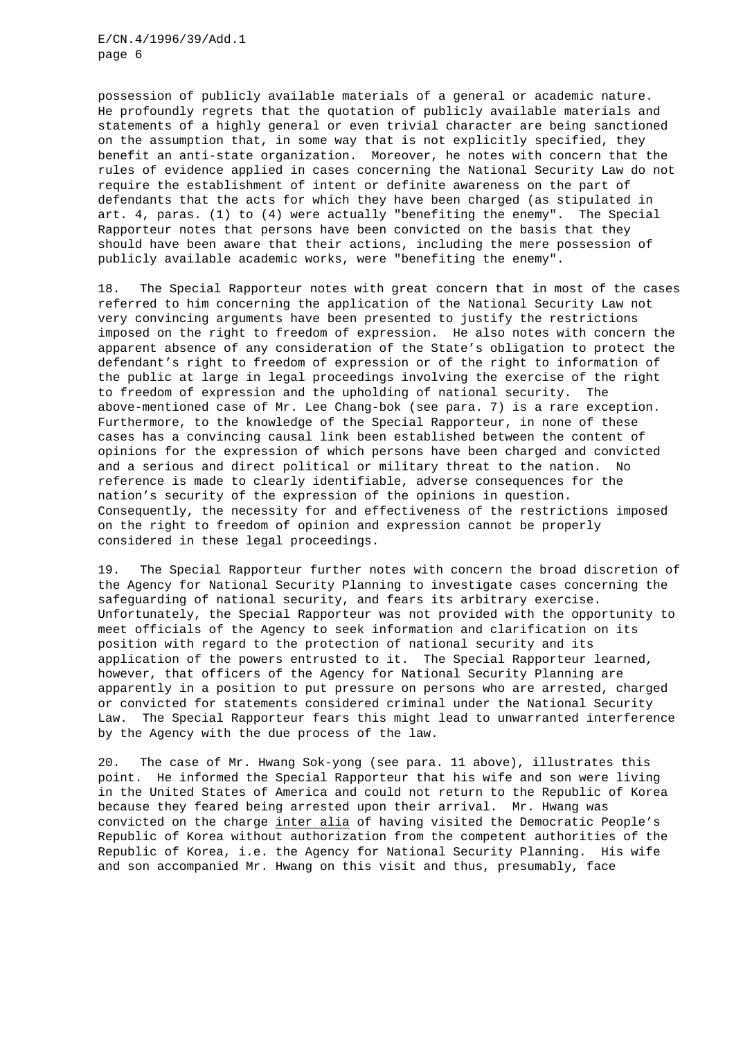possession of publicly available materials of a general or academic nature. He profoundly regrets that the quotation of publicly available materials and statements of a highly general or even trivial character are being sanctioned on the assumption that, in some way that is not explicitly specified, they benefit an anti-state organization. Moreover, he notes with concern that the rules of evidence applied in cases concerning the National Security Law do not require the establishment of intent or definite awareness on the part of defendants that the acts for which they have been charged (as stipulated in art. 4, paras. (1) to (4) were actually "benefiting the enemy". The Special Rapporteur notes that persons have been convicted on the basis that they should have been aware that their actions, including the mere possession of publicly available academic works, were "benefiting the enemy".

18. The Special Rapporteur notes with great concern that in most of the cases referred to him concerning the application of the National Security Law not very convincing arguments have been presented to justify the restrictions imposed on the right to freedom of expression. He also notes with concern the apparent absence of any consideration of the State's obligation to protect the defendant's right to freedom of expression or of the right to information of the public at large in legal proceedings involving the exercise of the right to freedom of expression and the upholding of national security. The above-mentioned case of Mr. Lee Chang-bok (see para. 7) is a rare exception. Furthermore, to the knowledge of the Special Rapporteur, in none of these cases has a convincing causal link been established between the content of opinions for the expression of which persons have been charged and convicted and a serious and direct political or military threat to the nation. No reference is made to clearly identifiable, adverse consequences for the nation's security of the expression of the opinions in question. Consequently, the necessity for and effectiveness of the restrictions imposed on the right to freedom of opinion and expression cannot be properly considered in these legal proceedings.

19. The Special Rapporteur further notes with concern the broad discretion of the Agency for National Security Planning to investigate cases concerning the safeguarding of national security, and fears its arbitrary exercise. Unfortunately, the Special Rapporteur was not provided with the opportunity to meet officials of the Agency to seek information and clarification on its position with regard to the protection of national security and its application of the powers entrusted to it. The Special Rapporteur learned, however, that officers of the Agency for National Security Planning are apparently in a position to put pressure on persons who are arrested, charged or convicted for statements considered criminal under the National Security Law. The Special Rapporteur fears this might lead to unwarranted interference by the Agency with the due process of the law.

20. The case of Mr. Hwang Sok-yong (see para. 11 above), illustrates this point. He informed the Special Rapporteur that his wife and son were living in the United States of America and could not return to the Republic of Korea because they feared being arrested upon their arrival. Mr. Hwang was convicted on the charge inter alia of having visited the Democratic People's Republic of Korea without authorization from the competent authorities of the Republic of Korea, i.e. the Agency for National Security Planning. His wife and son accompanied Mr. Hwang on this visit and thus, presumably, face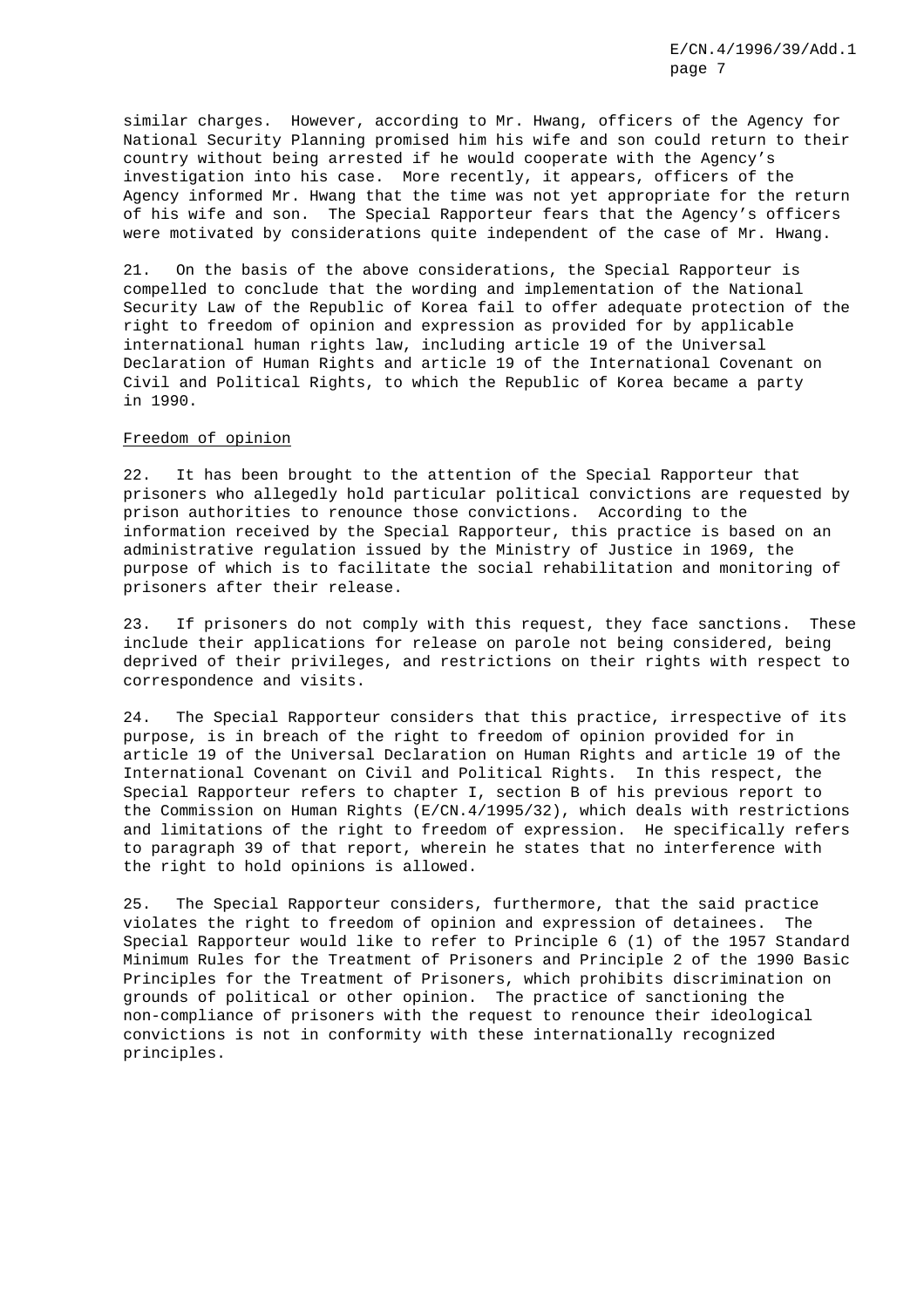similar charges. However, according to Mr. Hwang, officers of the Agency for National Security Planning promised him his wife and son could return to their country without being arrested if he would cooperate with the Agency's investigation into his case. More recently, it appears, officers of the Agency informed Mr. Hwang that the time was not yet appropriate for the return of his wife and son. The Special Rapporteur fears that the Agency's officers were motivated by considerations quite independent of the case of Mr. Hwang.

21. On the basis of the above considerations, the Special Rapporteur is compelled to conclude that the wording and implementation of the National Security Law of the Republic of Korea fail to offer adequate protection of the right to freedom of opinion and expression as provided for by applicable international human rights law, including article 19 of the Universal Declaration of Human Rights and article 19 of the International Covenant on Civil and Political Rights, to which the Republic of Korea became a party in 1990.

Freedom of opinion

22. It has been brought to the attention of the Special Rapporteur that prisoners who allegedly hold particular political convictions are requested by prison authorities to renounce those convictions. According to the information received by the Special Rapporteur, this practice is based on an administrative regulation issued by the Ministry of Justice in 1969, the purpose of which is to facilitate the social rehabilitation and monitoring of prisoners after their release.

23. If prisoners do not comply with this request, they face sanctions. These include their applications for release on parole not being considered, being deprived of their privileges, and restrictions on their rights with respect to correspondence and visits.

24. The Special Rapporteur considers that this practice, irrespective of its purpose, is in breach of the right to freedom of opinion provided for in article 19 of the Universal Declaration on Human Rights and article 19 of the International Covenant on Civil and Political Rights. In this respect, the Special Rapporteur refers to chapter I, section B of his previous report to the Commission on Human Rights (E/CN.4/1995/32), which deals with restrictions and limitations of the right to freedom of expression. He specifically refers to paragraph 39 of that report, wherein he states that no interference with the right to hold opinions is allowed.

25. The Special Rapporteur considers, furthermore, that the said practice violates the right to freedom of opinion and expression of detainees. The Special Rapporteur would like to refer to Principle 6 (1) of the 1957 Standard Minimum Rules for the Treatment of Prisoners and Principle 2 of the 1990 Basic Principles for the Treatment of Prisoners, which prohibits discrimination on grounds of political or other opinion. The practice of sanctioning the non-compliance of prisoners with the request to renounce their ideological convictions is not in conformity with these internationally recognized principles.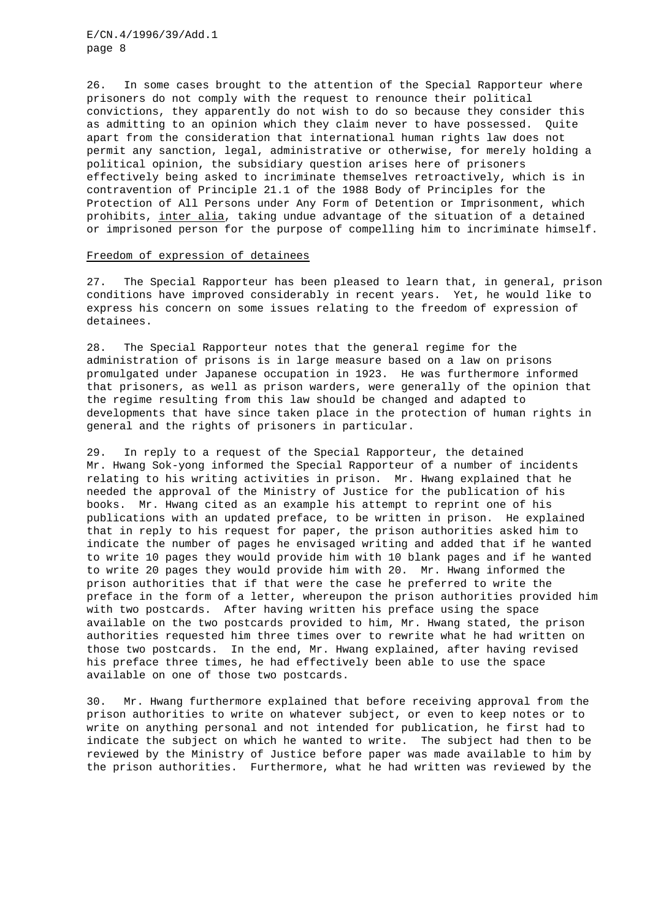26. In some cases brought to the attention of the Special Rapporteur where prisoners do not comply with the request to renounce their political convictions, they apparently do not wish to do so because they consider this as admitting to an opinion which they claim never to have possessed. Quite apart from the consideration that international human rights law does not permit any sanction, legal, administrative or otherwise, for merely holding a political opinion, the subsidiary question arises here of prisoners effectively being asked to incriminate themselves retroactively, which is in contravention of Principle 21.1 of the 1988 Body of Principles for the Protection of All Persons under Any Form of Detention or Imprisonment, which prohibits, inter alia, taking undue advantage of the situation of a detained or imprisoned person for the purpose of compelling him to incriminate himself.

Freedom of expression of detainees

27. The Special Rapporteur has been pleased to learn that, in general, prison conditions have improved considerably in recent years. Yet, he would like to express his concern on some issues relating to the freedom of expression of detainees.

28. The Special Rapporteur notes that the general regime for the administration of prisons is in large measure based on a law on prisons promulgated under Japanese occupation in 1923. He was furthermore informed that prisoners, as well as prison warders, were generally of the opinion that the regime resulting from this law should be changed and adapted to developments that have since taken place in the protection of human rights in general and the rights of prisoners in particular.

29. In reply to a request of the Special Rapporteur, the detained Mr. Hwang Sok-yong informed the Special Rapporteur of a number of incidents relating to his writing activities in prison. Mr. Hwang explained that he needed the approval of the Ministry of Justice for the publication of his books. Mr. Hwang cited as an example his attempt to reprint one of his publications with an updated preface, to be written in prison. He explained that in reply to his request for paper, the prison authorities asked him to indicate the number of pages he envisaged writing and added that if he wanted to write 10 pages they would provide him with 10 blank pages and if he wanted to write 20 pages they would provide him with 20. Mr. Hwang informed the prison authorities that if that were the case he preferred to write the preface in the form of a letter, whereupon the prison authorities provided him with two postcards. After having written his preface using the space available on the two postcards provided to him, Mr. Hwang stated, the prison authorities requested him three times over to rewrite what he had written on those two postcards. In the end, Mr. Hwang explained, after having revised his preface three times, he had effectively been able to use the space available on one of those two postcards.

30. Mr. Hwang furthermore explained that before receiving approval from the prison authorities to write on whatever subject, or even to keep notes or to write on anything personal and not intended for publication, he first had to indicate the subject on which he wanted to write. The subject had then to be reviewed by the Ministry of Justice before paper was made available to him by the prison authorities. Furthermore, what he had written was reviewed by the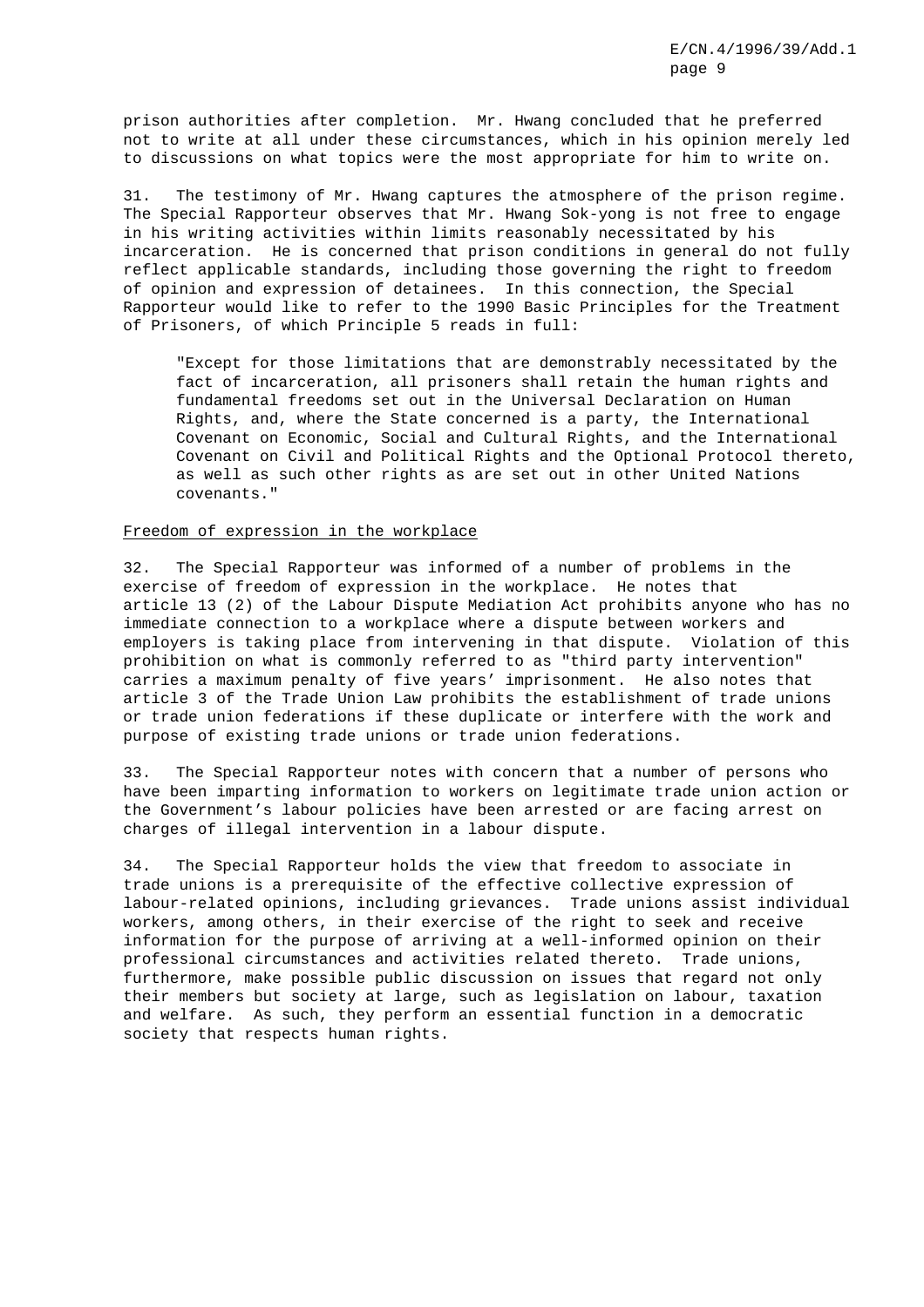prison authorities after completion. Mr. Hwang concluded that he preferred not to write at all under these circumstances, which in his opinion merely led to discussions on what topics were the most appropriate for him to write on.

31. The testimony of Mr. Hwang captures the atmosphere of the prison regime. The Special Rapporteur observes that Mr. Hwang Sok-yong is not free to engage in his writing activities within limits reasonably necessitated by his incarceration. He is concerned that prison conditions in general do not fully reflect applicable standards, including those governing the right to freedom of opinion and expression of detainees. In this connection, the Special Rapporteur would like to refer to the 1990 Basic Principles for the Treatment of Prisoners, of which Principle 5 reads in full:

> "Except for those limitations that are demonstrably necessitated by the fact of incarceration, all prisoners shall retain the human rights and fundamental freedoms set out in the Universal Declaration on Human Rights, and, where the State concerned is a party, the International Covenant on Economic, Social and Cultural Rights, and the International Covenant on Civil and Political Rights and the Optional Protocol thereto, as well as such other rights as are set out in other United Nations covenants."

## Freedom of expression in the workplace

32. The Special Rapporteur was informed of a number of problems in the exercise of freedom of expression in the workplace. He notes that article 13 (2) of the Labour Dispute Mediation Act prohibits anyone who has no immediate connection to a workplace where a dispute between workers and employers is taking place from intervening in that dispute. Violation of this prohibition on what is commonly referred to as "third party intervention" carries a maximum penalty of five years' imprisonment. He also notes that article 3 of the Trade Union Law prohibits the establishment of trade unions or trade union federations if these duplicate or interfere with the work and purpose of existing trade unions or trade union federations.

33. The Special Rapporteur notes with concern that a number of persons who have been imparting information to workers on legitimate trade union action or the Government's labour policies have been arrested or are facing arrest on charges of illegal intervention in a labour dispute.

34. The Special Rapporteur holds the view that freedom to associate in trade unions is a prerequisite of the effective collective expression of labour-related opinions, including grievances. Trade unions assist individual workers, among others, in their exercise of the right to seek and receive information for the purpose of arriving at a well-informed opinion on their professional circumstances and activities related thereto. Trade unions, furthermore, make possible public discussion on issues that regard not only their members but society at large, such as legislation on labour, taxation and welfare. As such, they perform an essential function in a democratic society that respects human rights.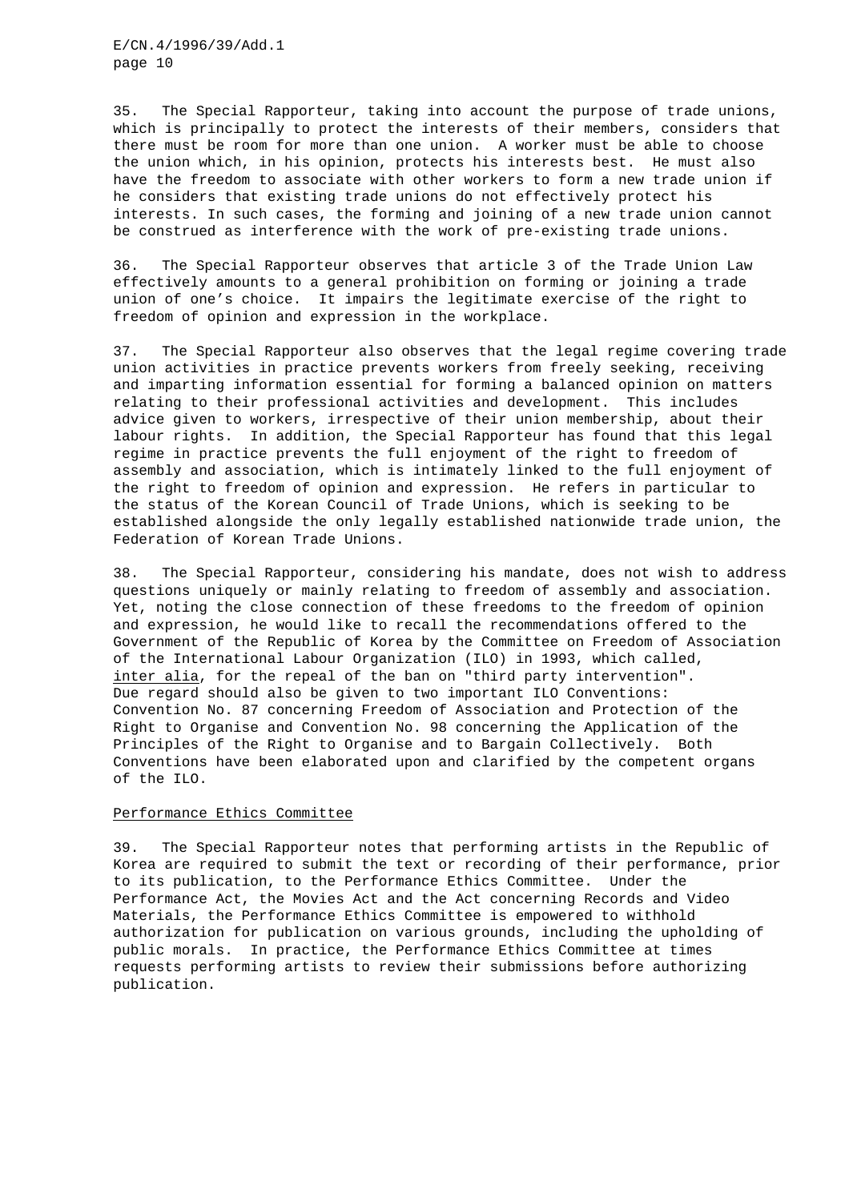35. The Special Rapporteur, taking into account the purpose of trade unions, which is principally to protect the interests of their members, considers that there must be room for more than one union. A worker must be able to choose the union which, in his opinion, protects his interests best. He must also have the freedom to associate with other workers to form a new trade union if he considers that existing trade unions do not effectively protect his interests. In such cases, the forming and joining of a new trade union cannot be construed as interference with the work of pre-existing trade unions.

36. The Special Rapporteur observes that article 3 of the Trade Union Law effectively amounts to a general prohibition on forming or joining a trade union of one's choice. It impairs the legitimate exercise of the right to freedom of opinion and expression in the workplace.

37. The Special Rapporteur also observes that the legal regime covering trade union activities in practice prevents workers from freely seeking, receiving and imparting information essential for forming a balanced opinion on matters relating to their professional activities and development. This includes advice given to workers, irrespective of their union membership, about their labour rights. In addition, the Special Rapporteur has found that this legal regime in practice prevents the full enjoyment of the right to freedom of assembly and association, which is intimately linked to the full enjoyment of the right to freedom of opinion and expression. He refers in particular to the status of the Korean Council of Trade Unions, which is seeking to be established alongside the only legally established nationwide trade union, the Federation of Korean Trade Unions.

38. The Special Rapporteur, considering his mandate, does not wish to address questions uniquely or mainly relating to freedom of assembly and association. Yet, noting the close connection of these freedoms to the freedom of opinion and expression, he would like to recall the recommendations offered to the Government of the Republic of Korea by the Committee on Freedom of Association of the International Labour Organization (ILO) in 1993, which called, inter alia, for the repeal of the ban on "third party intervention". Due regard should also be given to two important ILO Conventions: Convention No. 87 concerning Freedom of Association and Protection of the Right to Organise and Convention No. 98 concerning the Application of the Principles of the Right to Organise and to Bargain Collectively. Both Conventions have been elaborated upon and clarified by the competent organs of the ILO.

### Performance Ethics Committee

39. The Special Rapporteur notes that performing artists in the Republic of Korea are required to submit the text or recording of their performance, prior to its publication, to the Performance Ethics Committee. Under the Performance Act, the Movies Act and the Act concerning Records and Video Materials, the Performance Ethics Committee is empowered to withhold authorization for publication on various grounds, including the upholding of public morals. In practice, the Performance Ethics Committee at times requests performing artists to review their submissions before authorizing publication.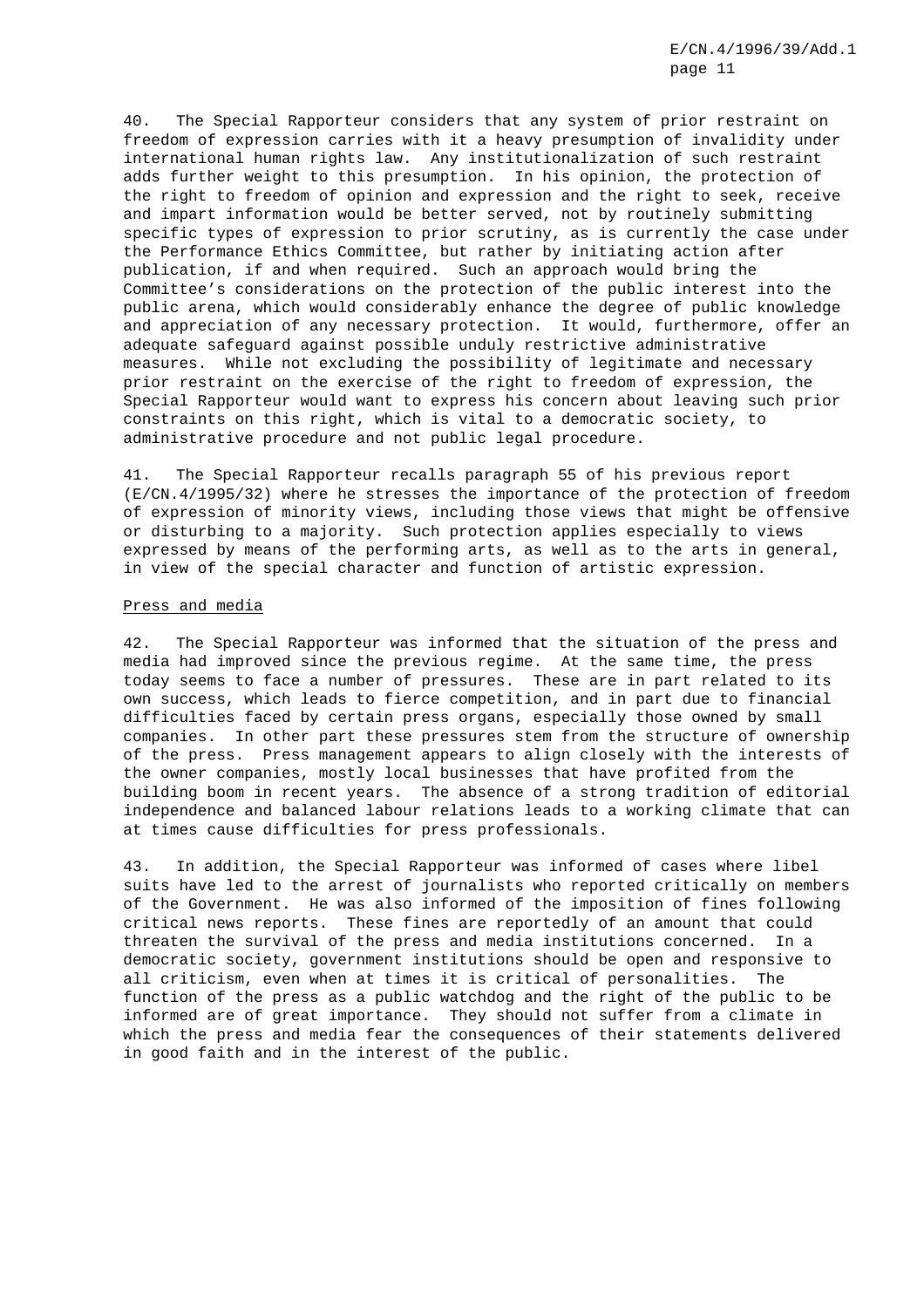40. The Special Rapporteur considers that any system of prior restraint on freedom of expression carries with it a heavy presumption of invalidity under international human rights law. Any institutionalization of such restraint adds further weight to this presumption. In his opinion, the protection of the right to freedom of opinion and expression and the right to seek, receive and impart information would be better served, not by routinely submitting specific types of expression to prior scrutiny, as is currently the case under the Performance Ethics Committee, but rather by initiating action after publication, if and when required. Such an approach would bring the Committee's considerations on the protection of the public interest into the public arena, which would considerably enhance the degree of public knowledge and appreciation of any necessary protection. It would, furthermore, offer an adequate safeguard against possible unduly restrictive administrative measures. While not excluding the possibility of legitimate and necessary prior restraint on the exercise of the right to freedom of expression, the Special Rapporteur would want to express his concern about leaving such prior constraints on this right, which is vital to a democratic society, to administrative procedure and not public legal procedure.

41. The Special Rapporteur recalls paragraph 55 of his previous report (E/CN.4/1995/32) where he stresses the importance of the protection of freedom of expression of minority views, including those views that might be offensive or disturbing to a majority. Such protection applies especially to views expressed by means of the performing arts, as well as to the arts in general, in view of the special character and function of artistic expression.

Press and media

42. The Special Rapporteur was informed that the situation of the press and media had improved since the previous regime. At the same time, the press today seems to face a number of pressures. These are in part related to its own success, which leads to fierce competition, and in part due to financial difficulties faced by certain press organs, especially those owned by small companies. In other part these pressures stem from the structure of ownership of the press. Press management appears to align closely with the interests of the owner companies, mostly local businesses that have profited from the building boom in recent years. The absence of a strong tradition of editorial independence and balanced labour relations leads to a working climate that can at times cause difficulties for press professionals.

43. In addition, the Special Rapporteur was informed of cases where libel suits have led to the arrest of journalists who reported critically on members of the Government. He was also informed of the imposition of fines following critical news reports. These fines are reportedly of an amount that could threaten the survival of the press and media institutions concerned. In a democratic society, government institutions should be open and responsive to all criticism, even when at times it is critical of personalities. The function of the press as a public watchdog and the right of the public to be informed are of great importance. They should not suffer from a climate in which the press and media fear the consequences of their statements delivered in good faith and in the interest of the public.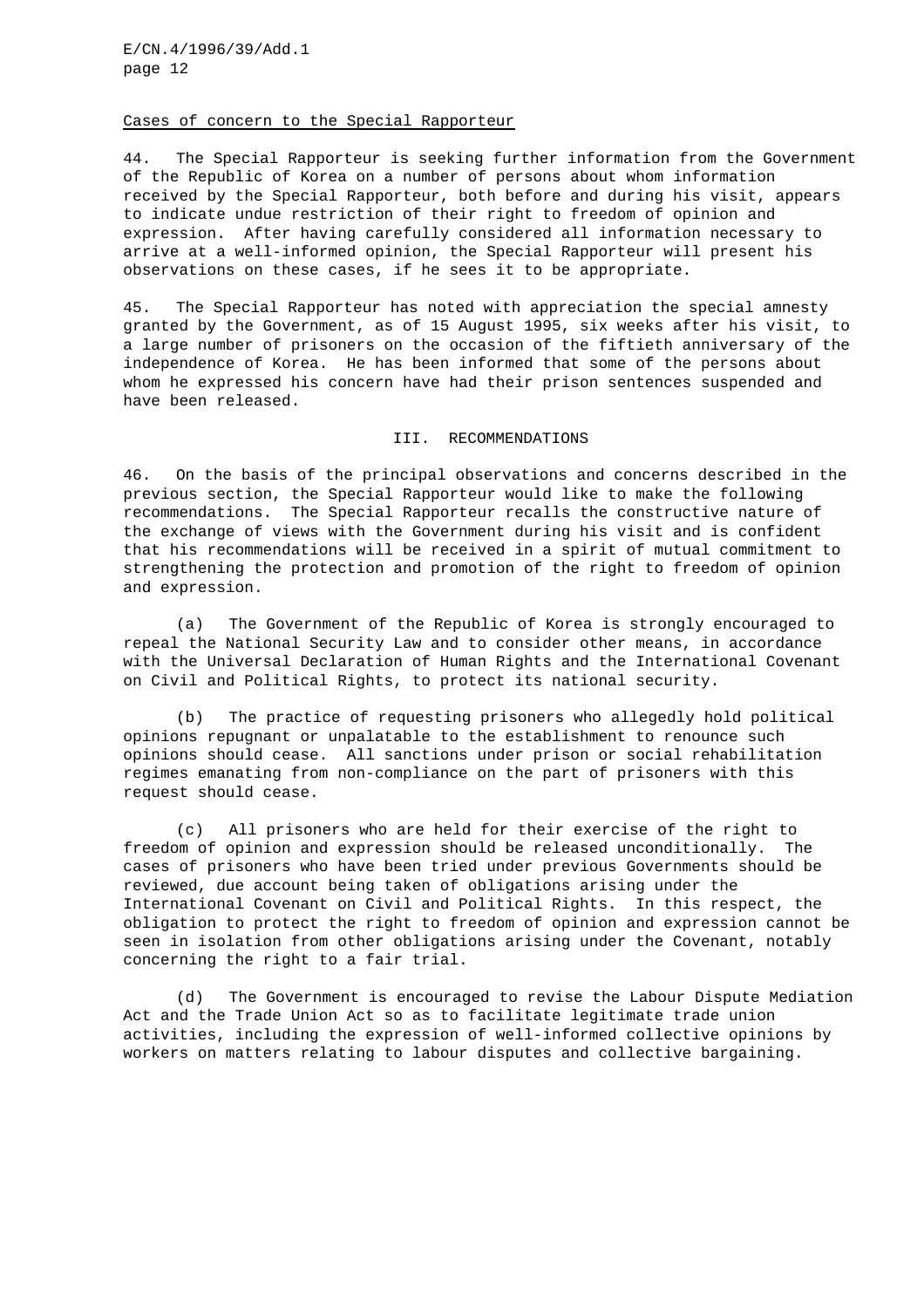Cases of concern to the Special Rapporteur

44. The Special Rapporteur is seeking further information from the Government of the Republic of Korea on a number of persons about whom information received by the Special Rapporteur, both before and during his visit, appears to indicate undue restriction of their right to freedom of opinion and expression. After having carefully considered all information necessary to arrive at a well-informed opinion, the Special Rapporteur will present his observations on these cases, if he sees it to be appropriate.

45. The Special Rapporteur has noted with appreciation the special amnesty granted by the Government, as of 15 August 1995, six weeks after his visit, to a large number of prisoners on the occasion of the fiftieth anniversary of the independence of Korea. He has been informed that some of the persons about whom he expressed his concern have had their prison sentences suspended and have been released.

## III. RECOMMENDATIONS

46. On the basis of the principal observations and concerns described in the previous section, the Special Rapporteur would like to make the following recommendations. The Special Rapporteur recalls the constructive nature of the exchange of views with the Government during his visit and is confident that his recommendations will be received in a spirit of mutual commitment to strengthening the protection and promotion of the right to freedom of opinion and expression.

(a) The Government of the Republic of Korea is strongly encouraged to repeal the National Security Law and to consider other means, in accordance with the Universal Declaration of Human Rights and the International Covenant on Civil and Political Rights, to protect its national security.

(b) The practice of requesting prisoners who allegedly hold political opinions repugnant or unpalatable to the establishment to renounce such opinions should cease. All sanctions under prison or social rehabilitation regimes emanating from non-compliance on the part of prisoners with this request should cease.

(c) All prisoners who are held for their exercise of the right to freedom of opinion and expression should be released unconditionally. The cases of prisoners who have been tried under previous Governments should be reviewed, due account being taken of obligations arising under the International Covenant on Civil and Political Rights. In this respect, the obligation to protect the right to freedom of opinion and expression cannot be seen in isolation from other obligations arising under the Covenant, notably concerning the right to a fair trial.

(d) The Government is encouraged to revise the Labour Dispute Mediation Act and the Trade Union Act so as to facilitate legitimate trade union activities, including the expression of well-informed collective opinions by workers on matters relating to labour disputes and collective bargaining.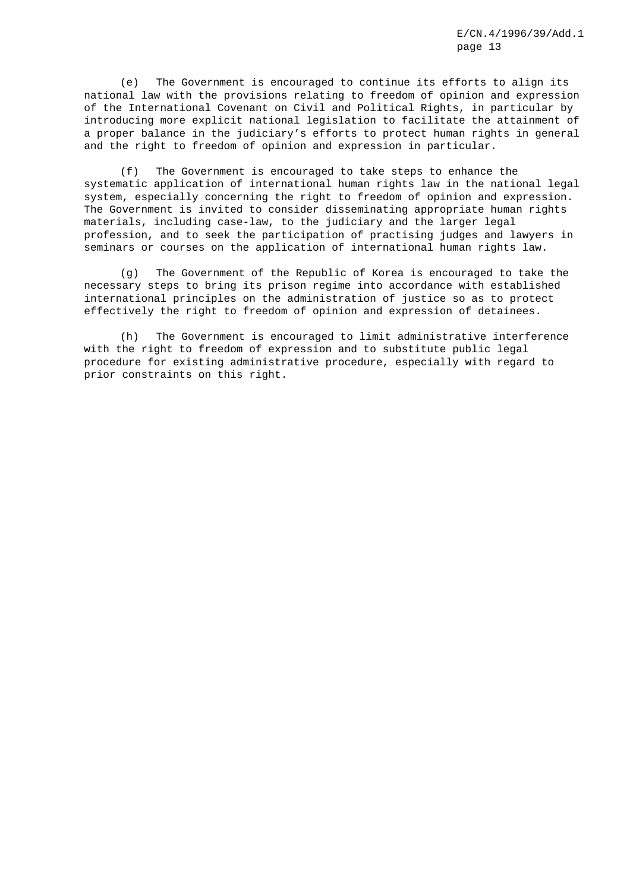(e) The Government is encouraged to continue its efforts to align its national law with the provisions relating to freedom of opinion and expression of the International Covenant on Civil and Political Rights, in particular by introducing more explicit national legislation to facilitate the attainment of a proper balance in the judiciary's efforts to protect human rights in general and the right to freedom of opinion and expression in particular.

(f) The Government is encouraged to take steps to enhance the systematic application of international human rights law in the national legal system, especially concerning the right to freedom of opinion and expression. The Government is invited to consider disseminating appropriate human rights materials, including case-law, to the judiciary and the larger legal profession, and to seek the participation of practising judges and lawyers in seminars or courses on the application of international human rights law.

(g) The Government of the Republic of Korea is encouraged to take the necessary steps to bring its prison regime into accordance with established international principles on the administration of justice so as to protect effectively the right to freedom of opinion and expression of detainees.

(h) The Government is encouraged to limit administrative interference with the right to freedom of expression and to substitute public legal procedure for existing administrative procedure, especially with regard to prior constraints on this right.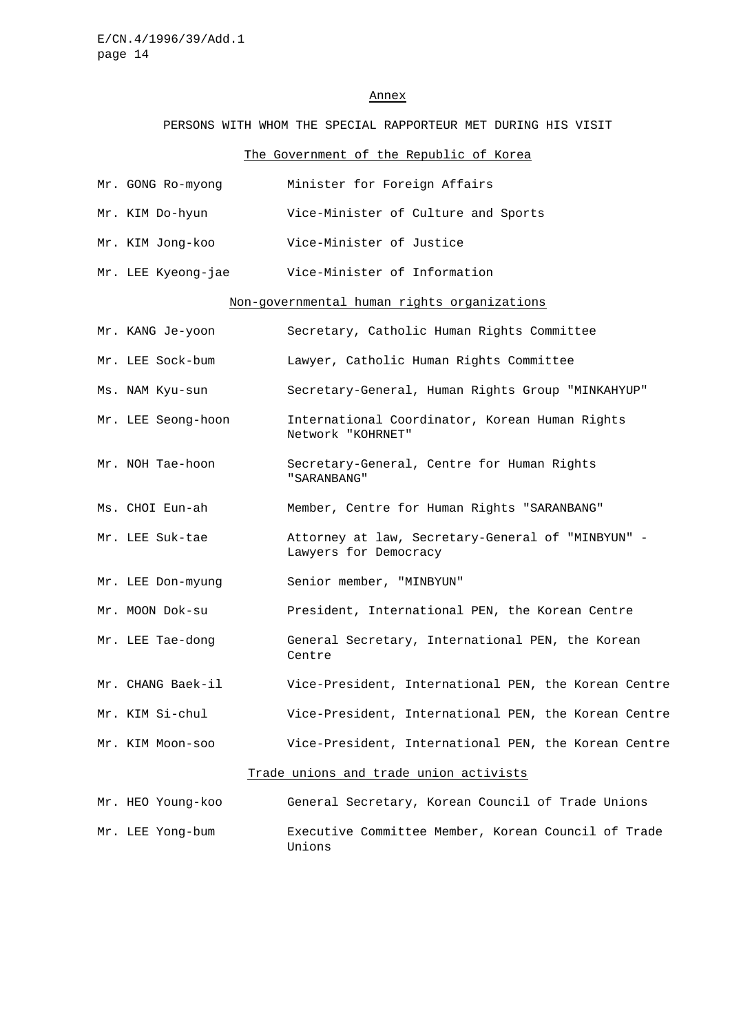## Annex

### PERSONS WITH WHOM THE SPECIAL RAPPORTEUR MET DURING HIS VISIT

#### The Government of the Republic of Korea

| | |
|---|---|
| Mr. GONG Ro-myong | Minister for Foreign Affairs |
| Mr. KIM Do-hyun | Vice-Minister of Culture and Sports |
| Mr. KIM Jong-koo | Vice-Minister of Justice |
| Mr. LEE Kyeong-jae | Vice-Minister of Information |

#### Non-governmental human rights organizations

| | |
|---|---|
| Mr. KANG Je-yoon | Secretary, Catholic Human Rights Committee |
| Mr. LEE Sock-bum | Lawyer, Catholic Human Rights Committee |
| Ms. NAM Kyu-sun | Secretary-General, Human Rights Group "MINKAHYUP" |
| Mr. LEE Seong-hoon | International Coordinator, Korean Human Rights Network "KOHRNET" |
| Mr. NOH Tae-hoon | Secretary-General, Centre for Human Rights "SARANBANG" |
| Ms. CHOI Eun-ah | Member, Centre for Human Rights "SARANBANG" |
| Mr. LEE Suk-tae | Attorney at law, Secretary-General of "MINBYUN" - Lawyers for Democracy |
| Mr. LEE Don-myung | Senior member, "MINBYUN" |
| Mr. MOON Dok-su | President, International PEN, the Korean Centre |
| Mr. LEE Tae-dong | General Secretary, International PEN, the Korean Centre |
| Mr. CHANG Baek-il | Vice-President, International PEN, the Korean Centre |
| Mr. KIM Si-chul | Vice-President, International PEN, the Korean Centre |
| Mr. KIM Moon-soo | Vice-President, International PEN, the Korean Centre |

#### Trade unions and trade union activists

| | |
|---|---|
| Mr. HEO Young-koo | General Secretary, Korean Council of Trade Unions |
| Mr. LEE Yong-bum | Executive Committee Member, Korean Council of Trade Unions |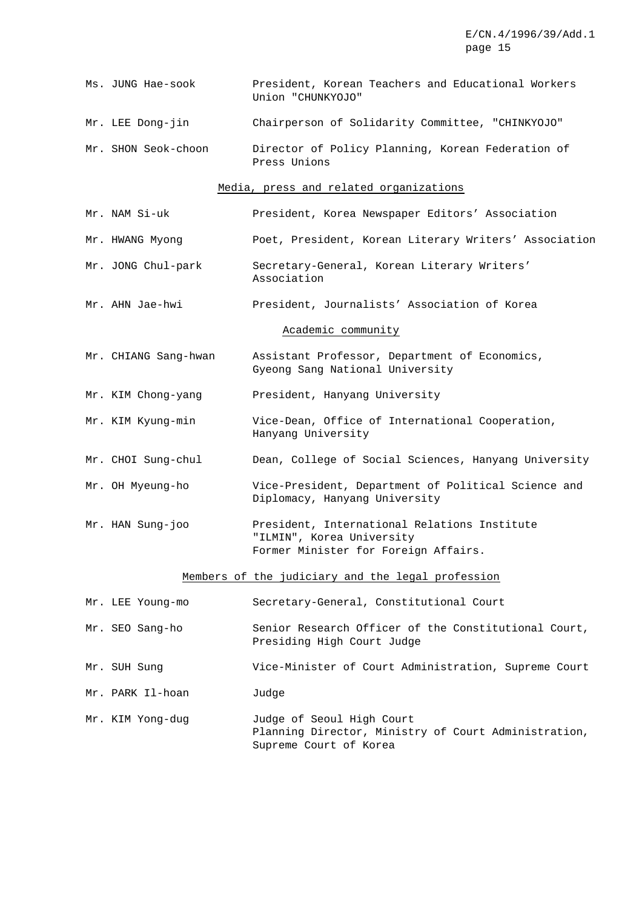| | |
|---|---|
| Ms. JUNG Hae-sook | President, Korean Teachers and Educational Workers Union "CHUNKYOJO" |
| Mr. LEE Dong-jin | Chairperson of Solidarity Committee, "CHINKYOJO" |
| Mr. SHON Seok-choon | Director of Policy Planning, Korean Federation of Press Unions |

<u>Media, press and related organizations</u>

| | |
|---|---|
| Mr. NAM Si-uk | President, Korea Newspaper Editors' Association |
| Mr. HWANG Myong | Poet, President, Korean Literary Writers' Association |
| Mr. JONG Chul-park | Secretary-General, Korean Literary Writers' Association |
| Mr. AHN Jae-hwi | President, Journalists' Association of Korea |

<u>Academic community</u>

| | |
|---|---|
| Mr. CHIANG Sang-hwan | Assistant Professor, Department of Economics, Gyeong Sang National University |
| Mr. KIM Chong-yang | President, Hanyang University |
| Mr. KIM Kyung-min | Vice-Dean, Office of International Cooperation, Hanyang University |
| Mr. CHOI Sung-chul | Dean, College of Social Sciences, Hanyang University |
| Mr. OH Myeung-ho | Vice-President, Department of Political Science and Diplomacy, Hanyang University |
| Mr. HAN Sung-joo | President, International Relations Institute "ILMIN", Korea University<br>Former Minister for Foreign Affairs. |

<u>Members of the judiciary and the legal profession</u>

| | |
|---|---|
| Mr. LEE Young-mo | Secretary-General, Constitutional Court |
| Mr. SEO Sang-ho | Senior Research Officer of the Constitutional Court, Presiding High Court Judge |
| Mr. SUH Sung | Vice-Minister of Court Administration, Supreme Court |
| Mr. PARK Il-hoan | Judge |
| Mr. KIM Yong-dug | Judge of Seoul High Court<br>Planning Director, Ministry of Court Administration, Supreme Court of Korea |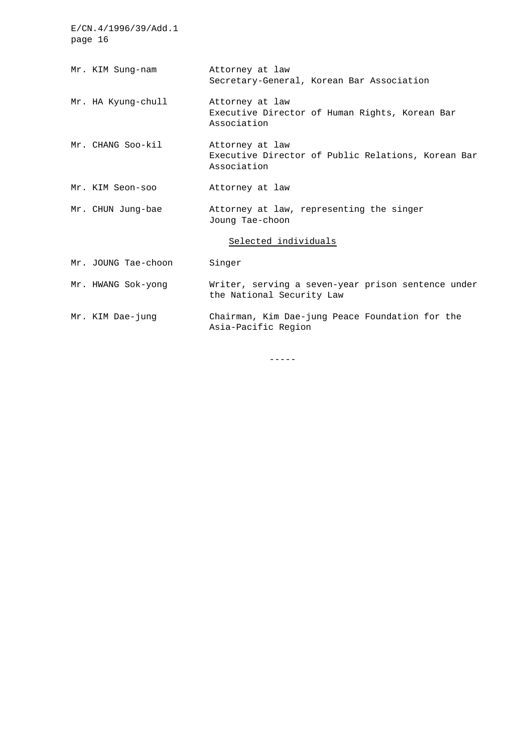| | |
|---|---|
| Mr. KIM Sung-nam | Attorney at law<br>Secretary-General, Korean Bar Association |
| Mr. HA Kyung-chull | Attorney at law<br>Executive Director of Human Rights, Korean Bar Association |
| Mr. CHANG Soo-kil | Attorney at law<br>Executive Director of Public Relations, Korean Bar Association |
| Mr. KIM Seon-soo | Attorney at law |
| Mr. CHUN Jung-bae | Attorney at law, representing the singer Joung Tae-choon |

Selected individuals

| | |
|---|---|
| Mr. JOUNG Tae-choon | Singer |
| Mr. HWANG Sok-yong | Writer, serving a seven-year prison sentence under the National Security Law |
| Mr. KIM Dae-jung | Chairman, Kim Dae-jung Peace Foundation for the Asia-Pacific Region |

-----